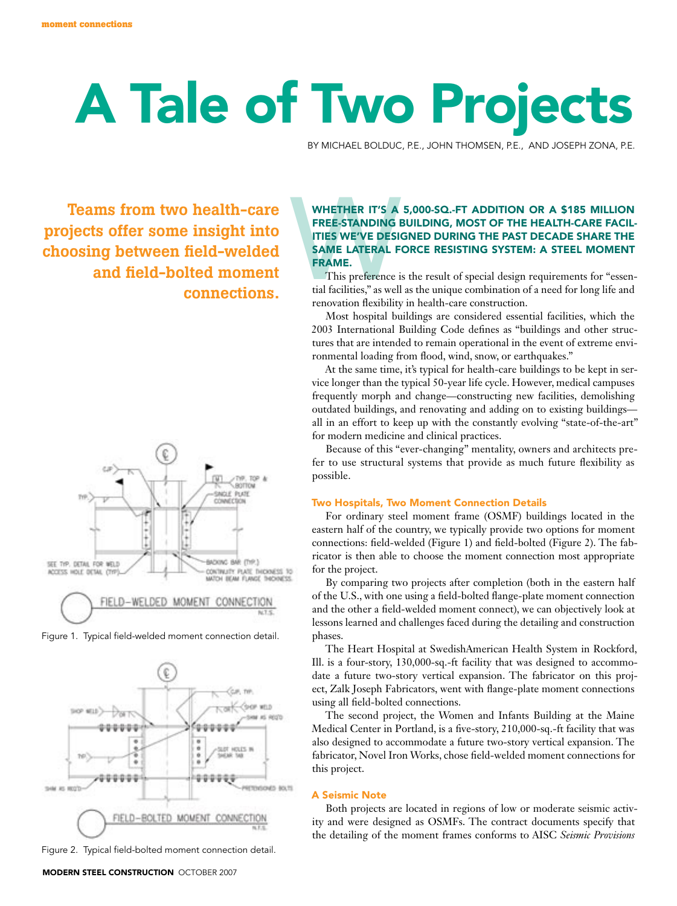# A Tale of Two Projects

BY MICHAEL BOLDUC, P.E., JOHN THOMSEN, P.E., AND JOSEPH ZONA, P.E.

**Teams from two health-care projects offer some insight into choosing between field-welded and field-bolted moment connections.**

**WHETHER IT'S A 5,000-SQ.-FT ADDITION OR A $185 MILLION FREE-STANDING BUILDING, MOST OF THE HEALTH-CARE FACILITIES WE'VE DESIGNED DURING THE PAST DECADE SHARE THE SAME LATERAL FORCE RESISTING SYSTEM: A STEEL MOMENT FRAME.**

This preference is the result of special design requirements for "essential facilities," as well as the unique combination of a need for long life and renovation flexibility in health-care construction.

Most hospital buildings are considered essential facilities, which the 2003 International Building Code defines as "buildings and other structures that are intended to remain operational in the event of extreme environmental loading from flood, wind, snow, or earthquakes."

At the same time, it's typical for health-care buildings to be kept in service longer than the typical 50-year life cycle. However, medical campuses frequently morph and change—constructing new facilities, demolishing outdated buildings, and renovating and adding on to existing buildings—all in an effort to keep up with the constantly evolving "state-of-the-art" for modern medicine and clinical practices.

Because of this "ever-changing" mentality, owners and architects prefer to use structural systems that provide as much future flexibility as possible.

### Two Hospitals, Two Moment Connection Details

For ordinary steel moment frame (OSMF) buildings located in the eastern half of the country, we typically provide two options for moment connections: field-welded (Figure 1) and field-bolted (Figure 2). The fabricator is then able to choose the moment connection most appropriate for the project.

By comparing two projects after completion (both in the eastern half of the U.S., with one using a field-bolted flange-plate moment connection and the other a field-welded moment connect), we can objectively look at lessons learned and challenges faced during the detailing and construction phases.

The Heart Hospital at SwedishAmerican Health System in Rockford, Ill. is a four-story, 130,000-sq.-ft facility that was designed to accommodate a future two-story vertical expansion. The fabricator on this project, Zalk Joseph Fabricators, went with flange-plate moment connections using all field-bolted connections.

The second project, the Women and Infants Building at the Maine Medical Center in Portland, is a five-story, 210,000-sq.-ft facility that was also designed to accommodate a future two-story vertical expansion. The fabricator, Novel Iron Works, chose field-welded moment connections for this project.

### A Seismic Note

Both projects are located in regions of low or moderate seismic activity and were designed as OSMFs. The contract documents specify that the detailing of the moment frames conforms to AISC *Seismic Provisions*

Figure 1. Typical field-welded moment connection detail.

Figure 2. Typical field-bolted moment connection detail.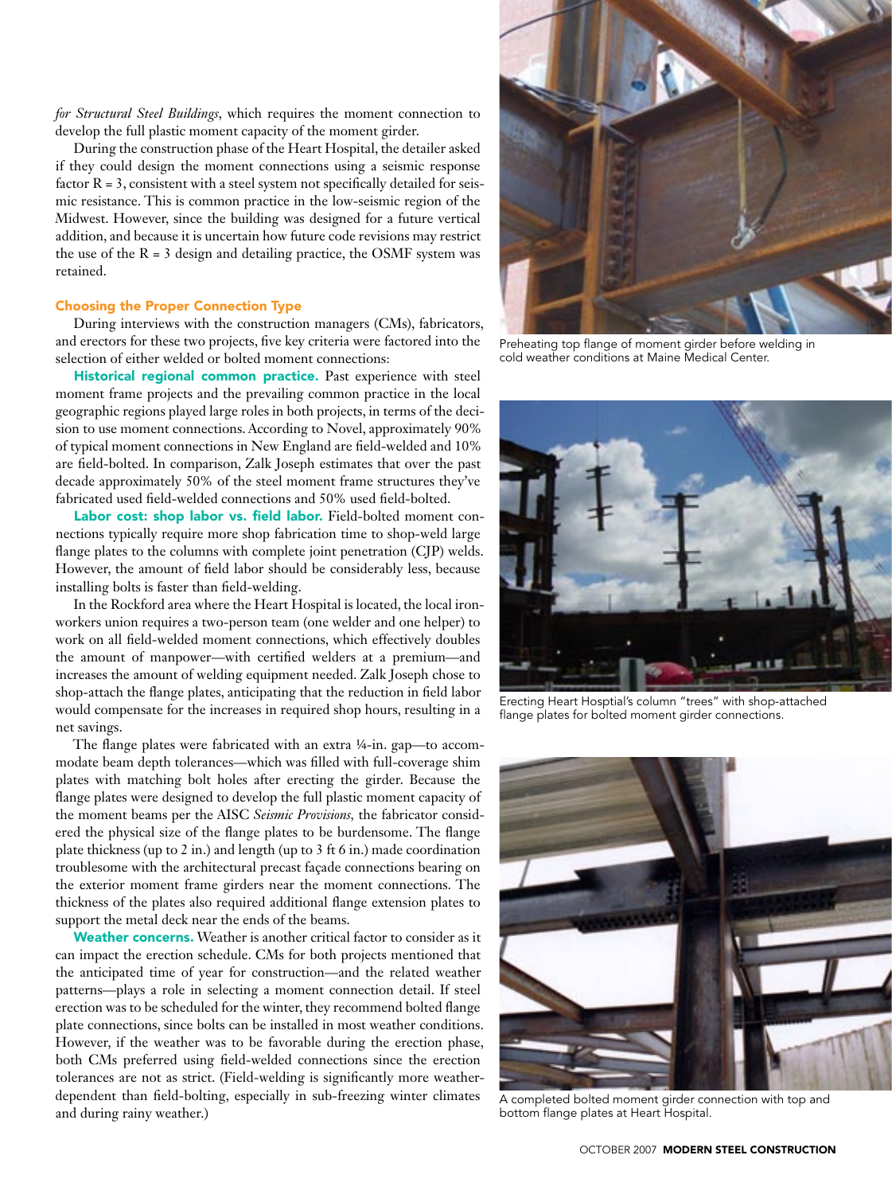*for Structural Steel Buildings*, which requires the moment connection to develop the full plastic moment capacity of the moment girder.

During the construction phase of the Heart Hospital, the detailer asked if they could design the moment connections using a seismic response factor $R = 3$, consistent with a steel system not specifically detailed for seismic resistance. This is common practice in the low-seismic region of the Midwest. However, since the building was designed for a future vertical addition, and because it is uncertain how future code revisions may restrict the use of the $R = 3$ design and detailing practice, the OSMF system was retained.

### Choosing the Proper Connection Type

During interviews with the construction managers (CMs), fabricators, and erectors for these two projects, five key criteria were factored into the selection of either welded or bolted moment connections:

**Historical regional common practice.** Past experience with steel moment frame projects and the prevailing common practice in the local geographic regions played large roles in both projects, in terms of the decision to use moment connections. According to Novel, approximately 90% of typical moment connections in New England are field-welded and 10% are field-bolted. In comparison, Zalk Joseph estimates that over the past decade approximately 50% of the steel moment frame structures they've fabricated used field-welded connections and 50% used field-bolted.

**Labor cost: shop labor vs. field labor.** Field-bolted moment connections typically require more shop fabrication time to shop-weld large flange plates to the columns with complete joint penetration (CJP) welds. However, the amount of field labor should be considerably less, because installing bolts is faster than field-welding.

In the Rockford area where the Heart Hospital is located, the local ironworkers union requires a two-person team (one welder and one helper) to work on all field-welded moment connections, which effectively doubles the amount of manpower—with certified welders at a premium—and increases the amount of welding equipment needed. Zalk Joseph chose to shop-attach the flange plates, anticipating that the reduction in field labor would compensate for the increases in required shop hours, resulting in a net savings.

The flange plates were fabricated with an extra ¼-in. gap—to accommodate beam depth tolerances—which was filled with full-coverage shim plates with matching bolt holes after erecting the girder. Because the flange plates were designed to develop the full plastic moment capacity of the moment beams per the AISC *Seismic Provisions*, the fabricator considered the physical size of the flange plates to be burdensome. The flange plate thickness (up to 2 in.) and length (up to 3 ft 6 in.) made coordination troublesome with the architectural precast façade connections bearing on the exterior moment frame girders near the moment connections. The thickness of the plates also required additional flange extension plates to support the metal deck near the ends of the beams.

**Weather concerns.** Weather is another critical factor to consider as it can impact the erection schedule. CMs for both projects mentioned that the anticipated time of year for construction—and the related weather patterns—plays a role in selecting a moment connection detail. If steel erection was to be scheduled for the winter, they recommend bolted flange plate connections, since bolts can be installed in most weather conditions. However, if the weather was to be favorable during the erection phase, both CMs preferred using field-welded connections since the erection tolerances are not as strict. (Field-welding is significantly more weather-dependent than field-bolting, especially in sub-freezing winter climates and during rainy weather.)

Preheating top flange of moment girder before welding in cold weather conditions at Maine Medical Center.

Erecting Heart Hosptial's column "trees" with shop-attached flange plates for bolted moment girder connections.

A completed bolted moment girder connection with top and bottom flange plates at Heart Hospital.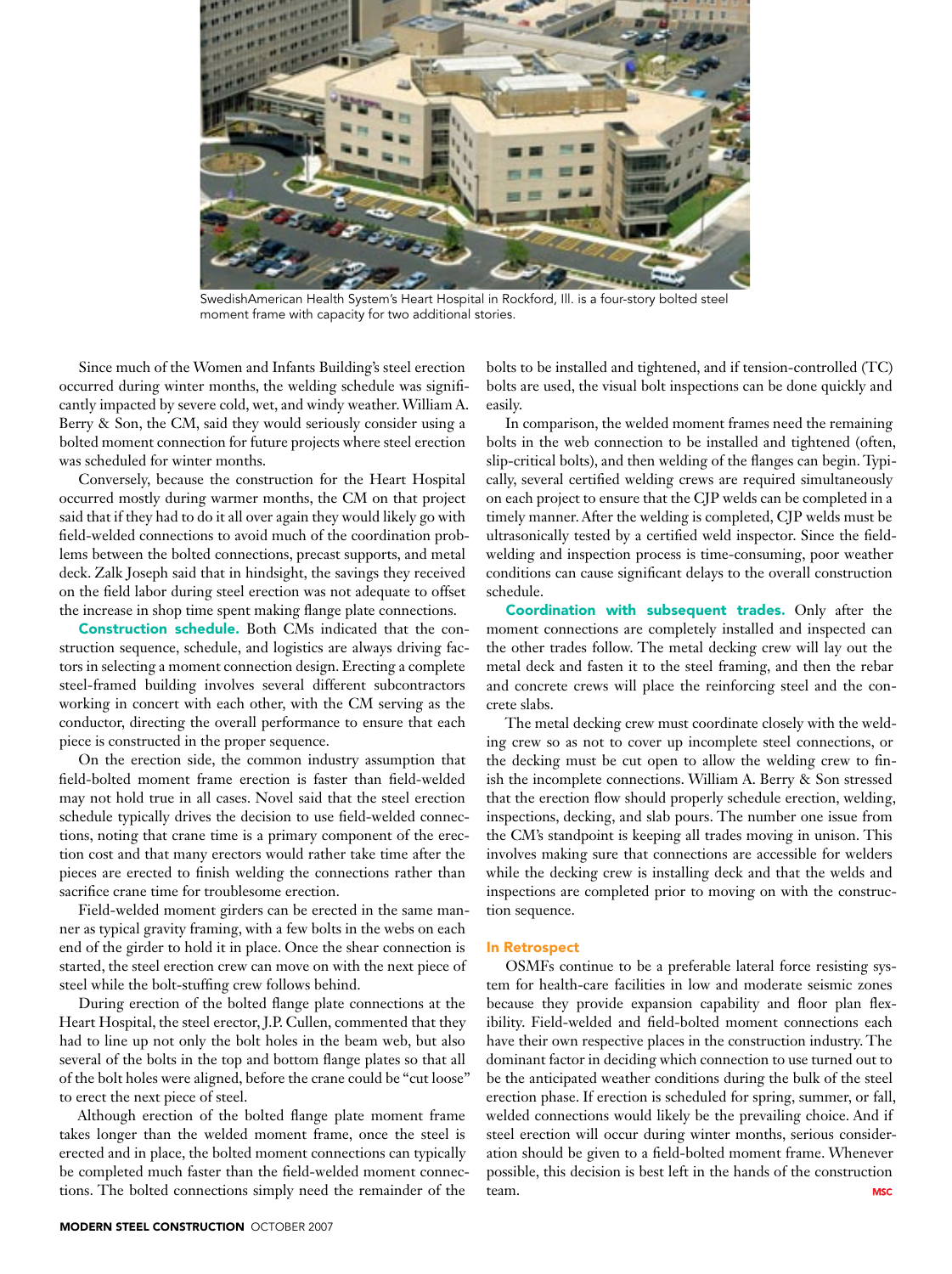SwedishAmerican Health System's Heart Hospital in Rockford, Ill. is a four-story bolted steel moment frame with capacity for two additional stories.

Since much of the Women and Infants Building's steel erection occurred during winter months, the welding schedule was significantly impacted by severe cold, wet, and windy weather. William A. Berry & Son, the CM, said they would seriously consider using a bolted moment connection for future projects where steel erection was scheduled for winter months.

Conversely, because the construction for the Heart Hospital occurred mostly during warmer months, the CM on that project said that if they had to do it all over again they would likely go with field-welded connections to avoid much of the coordination problems between the bolted connections, precast supports, and metal deck. Zalk Joseph said that in hindsight, the savings they received on the field labor during steel erection was not adequate to offset the increase in shop time spent making flange plate connections.

**Construction schedule.** Both CMs indicated that the construction sequence, schedule, and logistics are always driving factors in selecting a moment connection design. Erecting a complete steel-framed building involves several different subcontractors working in concert with each other, with the CM serving as the conductor, directing the overall performance to ensure that each piece is constructed in the proper sequence.

On the erection side, the common industry assumption that field-bolted moment frame erection is faster than field-welded may not hold true in all cases. Novel said that the steel erection schedule typically drives the decision to use field-welded connections, noting that crane time is a primary component of the erection cost and that many erectors would rather take time after the pieces are erected to finish welding the connections rather than sacrifice crane time for troublesome erection.

Field-welded moment girders can be erected in the same manner as typical gravity framing, with a few bolts in the webs on each end of the girder to hold it in place. Once the shear connection is started, the steel erection crew can move on with the next piece of steel while the bolt-stuffing crew follows behind.

During erection of the bolted flange plate connections at the Heart Hospital, the steel erector, J.P. Cullen, commented that they had to line up not only the bolt holes in the beam web, but also several of the bolts in the top and bottom flange plates so that all of the bolt holes were aligned, before the crane could be "cut loose" to erect the next piece of steel.

Although erection of the bolted flange plate moment frame takes longer than the welded moment frame, once the steel is erected and in place, the bolted moment connections can typically be completed much faster than the field-welded moment connections. The bolted connections simply need the remainder of the bolts to be installed and tightened, and if tension-controlled (TC) bolts are used, the visual bolt inspections can be done quickly and easily.

In comparison, the welded moment frames need the remaining bolts in the web connection to be installed and tightened (often, slip-critical bolts), and then welding of the flanges can begin. Typically, several certified welding crews are required simultaneously on each project to ensure that the CJP welds can be completed in a timely manner. After the welding is completed, CJP welds must be ultrasonically tested by a certified weld inspector. Since the field-welding and inspection process is time-consuming, poor weather conditions can cause significant delays to the overall construction schedule.

**Coordination with subsequent trades.** Only after the moment connections are completely installed and inspected can the other trades follow. The metal decking crew will lay out the metal deck and fasten it to the steel framing, and then the rebar and concrete crews will place the reinforcing steel and the concrete slabs.

The metal decking crew must coordinate closely with the welding crew so as not to cover up incomplete steel connections, or the decking must be cut open to allow the welding crew to finish the incomplete connections. William A. Berry & Son stressed that the erection flow should properly schedule erection, welding, inspections, decking, and slab pours. The number one issue from the CM's standpoint is keeping all trades moving in unison. This involves making sure that connections are accessible for welders while the decking crew is installing deck and that the welds and inspections are completed prior to moving on with the construction sequence.

## In Retrospect

OSMFs continue to be a preferable lateral force resisting system for health-care facilities in low and moderate seismic zones because they provide expansion capability and floor plan flexibility. Field-welded and field-bolted moment connections each have their own respective places in the construction industry. The dominant factor in deciding which connection to use turned out to be the anticipated weather conditions during the bulk of the steel erection phase. If erection is scheduled for spring, summer, or fall, welded connections would likely be the prevailing choice. And if steel erection will occur during winter months, serious consideration should be given to a field-bolted moment frame. Whenever possible, this decision is best left in the hands of the construction team. MSC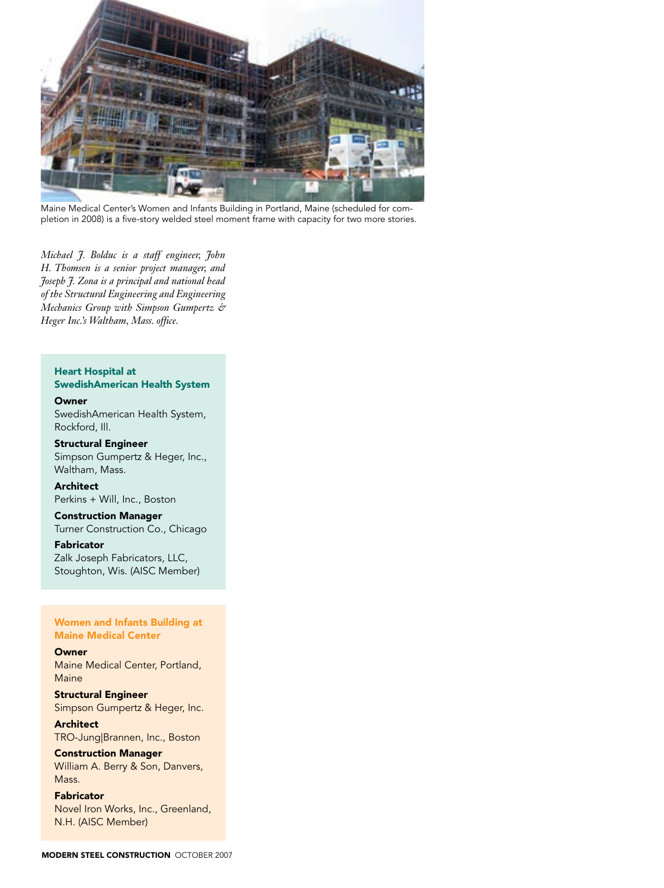Maine Medical Center's Women and Infants Building in Portland, Maine (scheduled for completion in 2008) is a five-story welded steel moment frame with capacity for two more stories.

*Michael J. Bolduc is a staff engineer, John H. Thomsen is a senior project manager, and Joseph J. Zona is a principal and national head of the Structural Engineering and Engineering Mechanics Group with Simpson Gumpertz & Heger Inc.'s Waltham, Mass. office.*

### Heart Hospital at SwedishAmerican Health System

**Owner**
SwedishAmerican Health System, Rockford, Ill.

**Structural Engineer**
Simpson Gumpertz & Heger, Inc., Waltham, Mass.

**Architect**
Perkins + Will, Inc., Boston

**Construction Manager**
Turner Construction Co., Chicago

**Fabricator**
Zalk Joseph Fabricators, LLC, Stoughton, Wis. (AISC Member)

### Women and Infants Building at Maine Medical Center

**Owner**
Maine Medical Center, Portland, Maine

**Structural Engineer**
Simpson Gumpertz & Heger, Inc.

**Architect**
TRO-Jung|Brannen, Inc., Boston

**Construction Manager**
William A. Berry & Son, Danvers, Mass.

**Fabricator**
Novel Iron Works, Inc., Greenland, N.H. (AISC Member)